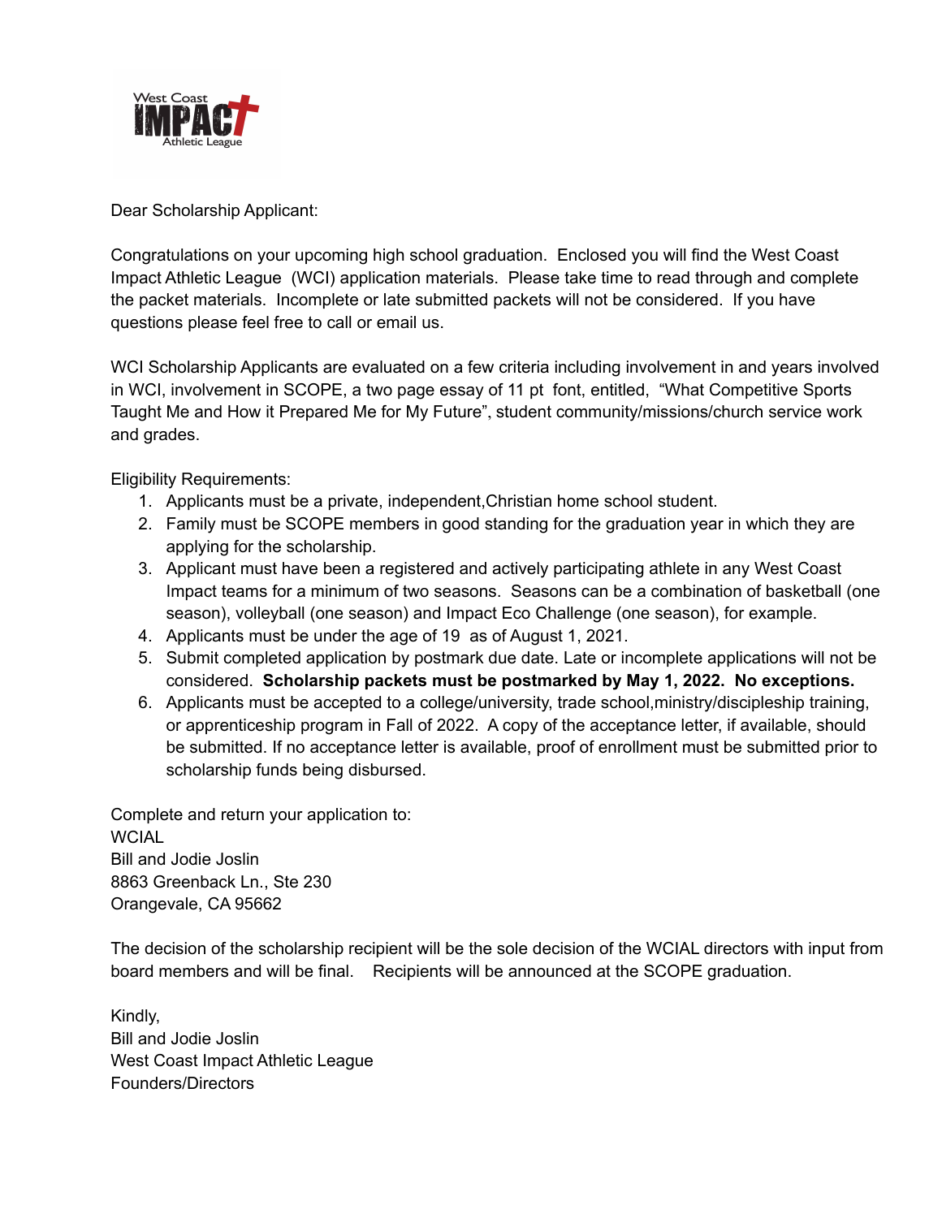Dear Scholarship Applicant:

Congratulations on your upcoming high school graduation. Enclosed you will find the West Coast Impact Athletic League (WCI) application materials. Please take time to read through and complete the packet materials. Incomplete or late submitted packets will not be considered. If you have questions please feel free to call or email us.

WCI Scholarship Applicants are evaluated on a few criteria including involvement in and years involved in WCI, involvement in SCOPE, a two page essay of 11 pt font, entitled, "What Competitive Sports Taught Me and How it Prepared Me for My Future", student community/missions/church service work and grades.

Eligibility Requirements:

1. Applicants must be a private, independent,Christian home school student.
2. Family must be SCOPE members in good standing for the graduation year in which they are applying for the scholarship.
3. Applicant must have been a registered and actively participating athlete in any West Coast Impact teams for a minimum of two seasons. Seasons can be a combination of basketball (one season), volleyball (one season) and Impact Eco Challenge (one season), for example.
4. Applicants must be under the age of 19 as of August 1, 2021.
5. Submit completed application by postmark due date. Late or incomplete applications will not be considered. **Scholarship packets must be postmarked by May 1, 2022. No exceptions.**
6. Applicants must be accepted to a college/university, trade school,ministry/discipleship training, or apprenticeship program in Fall of 2022. A copy of the acceptance letter, if available, should be submitted. If no acceptance letter is available, proof of enrollment must be submitted prior to scholarship funds being disbursed.

Complete and return your application to:
WCIAL
Bill and Jodie Joslin
8863 Greenback Ln., Ste 230
Orangevale, CA 95662

The decision of the scholarship recipient will be the sole decision of the WCIAL directors with input from board members and will be final. Recipients will be announced at the SCOPE graduation.

Kindly,
Bill and Jodie Joslin
West Coast Impact Athletic League
Founders/Directors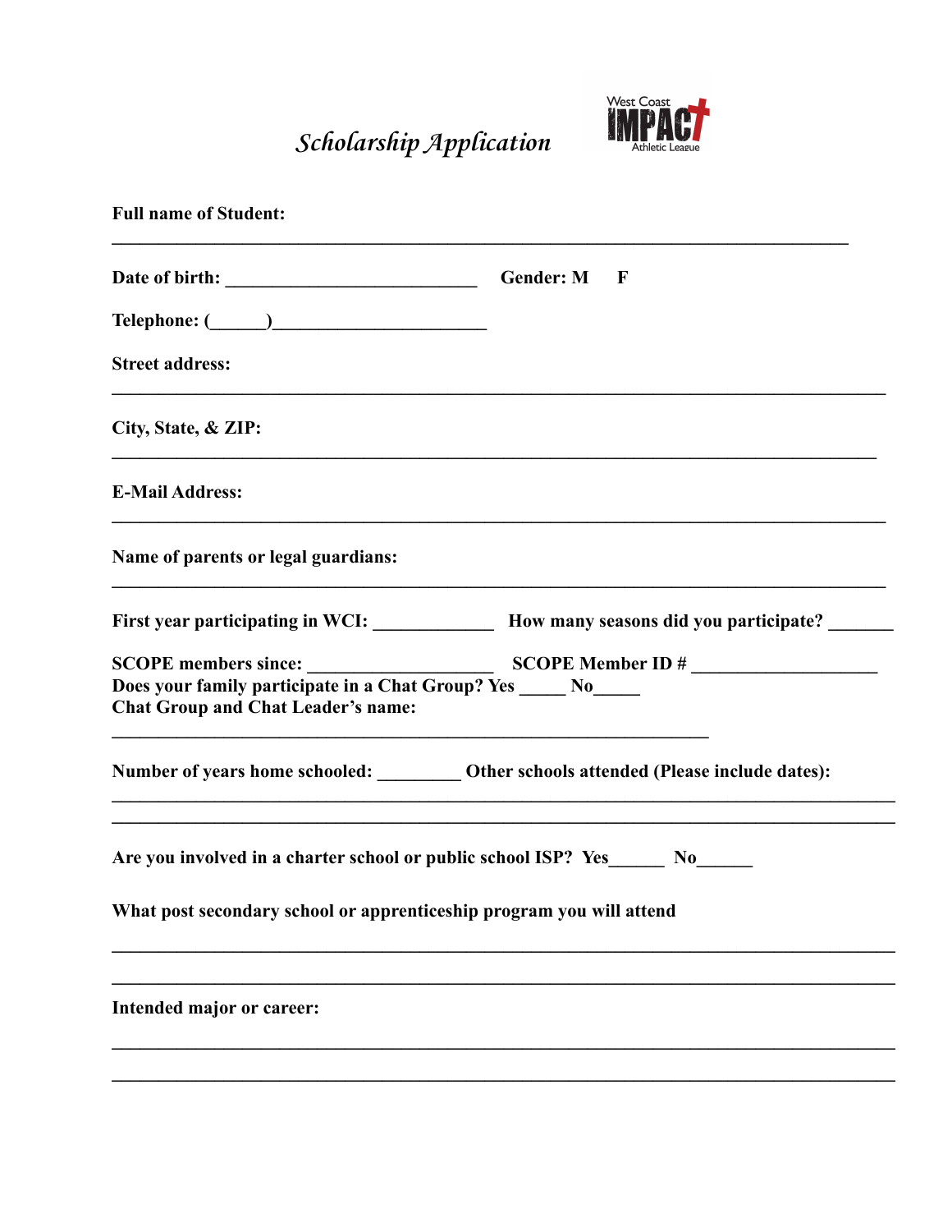# *Scholarship Application*

West Coast IMPACT Athletic League

**Full name of Student:**

______________________________________________________________________________

**Date of birth:** ___________________________ **Gender: M F**

**Telephone: (______)_______________________**

**Street address:**

______________________________________________________________________________

**City, State, & ZIP:**

______________________________________________________________________________

**E-Mail Address:**

______________________________________________________________________________

**Name of parents or legal guardians:**

______________________________________________________________________________

**First year participating in WCI:** _____________ **How many seasons did you participate?** _______

**SCOPE members since:** ____________________ **SCOPE Member ID #** ____________________

**Does your family participate in a Chat Group? Yes _____ No_____**

**Chat Group and Chat Leader's name:**

_________________________________________________________________

**Number of years home schooled:** _________ **Other schools attended (Please include dates):**

______________________________________________________________________________

______________________________________________________________________________

**Are you involved in a charter school or public school ISP? Yes______ No______**

**What post secondary school or apprenticeship program you will attend**

______________________________________________________________________________

______________________________________________________________________________

**Intended major or career:**

______________________________________________________________________________

______________________________________________________________________________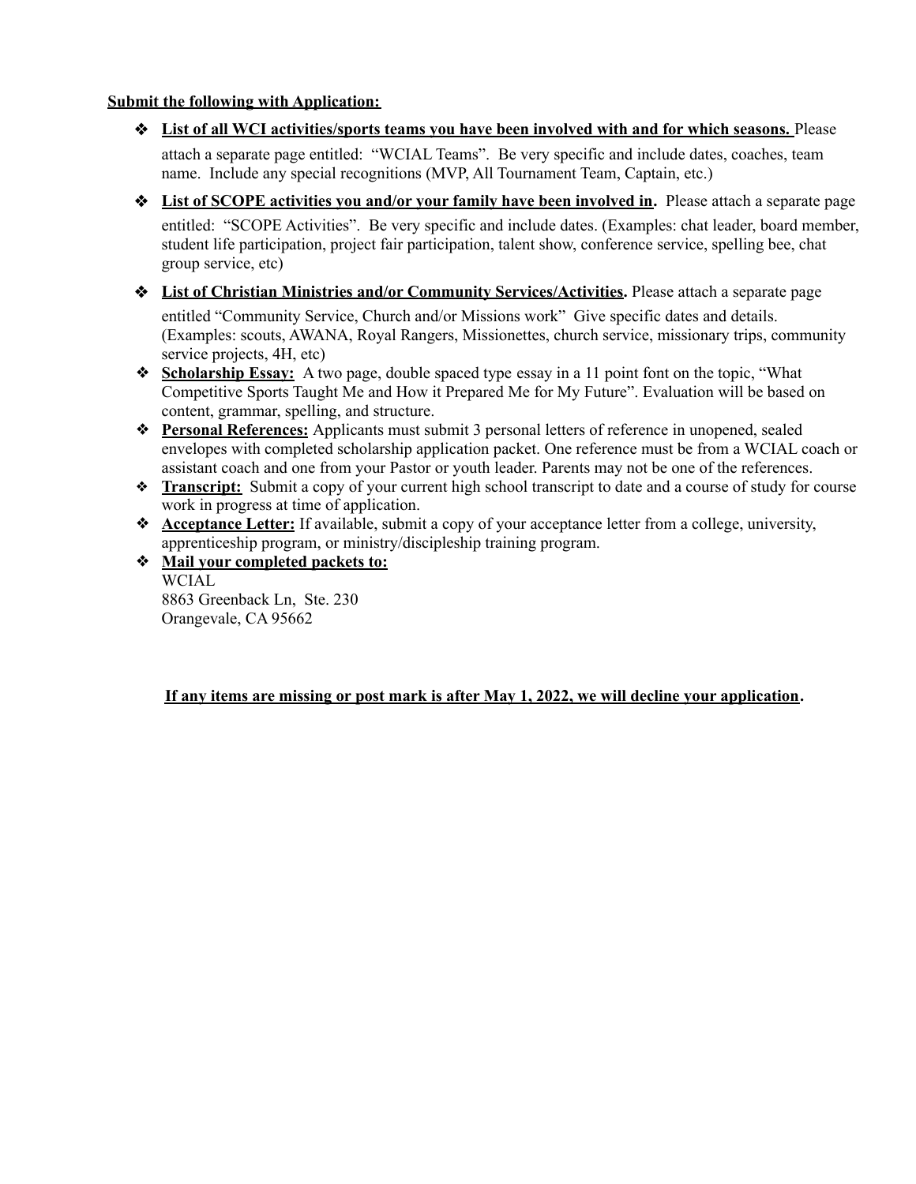**<u>Submit the following with Application:</u>**

- **<u>List of all WCI activities/sports teams you have been involved with and for which seasons.</u>** Please attach a separate page entitled: "WCIAL Teams". Be very specific and include dates, coaches, team name. Include any special recognitions (MVP, All Tournament Team, Captain, etc.)
- **<u>List of SCOPE activities you and/or your family have been involved in</u>.** Please attach a separate page entitled: "SCOPE Activities". Be very specific and include dates. (Examples: chat leader, board member, student life participation, project fair participation, talent show, conference service, spelling bee, chat group service, etc)
- **<u>List of Christian Ministries and/or Community Services/Activities</u>.** Please attach a separate page entitled "Community Service, Church and/or Missions work" Give specific dates and details. (Examples: scouts, AWANA, Royal Rangers, Missionettes, church service, missionary trips, community service projects, 4H, etc)
- **<u>Scholarship Essay:</u>** A two page, double spaced type essay in a 11 point font on the topic, "What Competitive Sports Taught Me and How it Prepared Me for My Future". Evaluation will be based on content, grammar, spelling, and structure.
- **<u>Personal References:</u>** Applicants must submit 3 personal letters of reference in unopened, sealed envelopes with completed scholarship application packet. One reference must be from a WCIAL coach or assistant coach and one from your Pastor or youth leader. Parents may not be one of the references.
- **<u>Transcript:</u>** Submit a copy of your current high school transcript to date and a course of study for course work in progress at time of application.
- **<u>Acceptance Letter:</u>** If available, submit a copy of your acceptance letter from a college, university, apprenticeship program, or ministry/discipleship training program.
- **<u>Mail your completed packets to:</u>**
  WCIAL
  8863 Greenback Ln, Ste. 230
  Orangevale, CA 95662

**<u>If any items are missing or post mark is after May 1, 2022, we will decline your application</u>.**